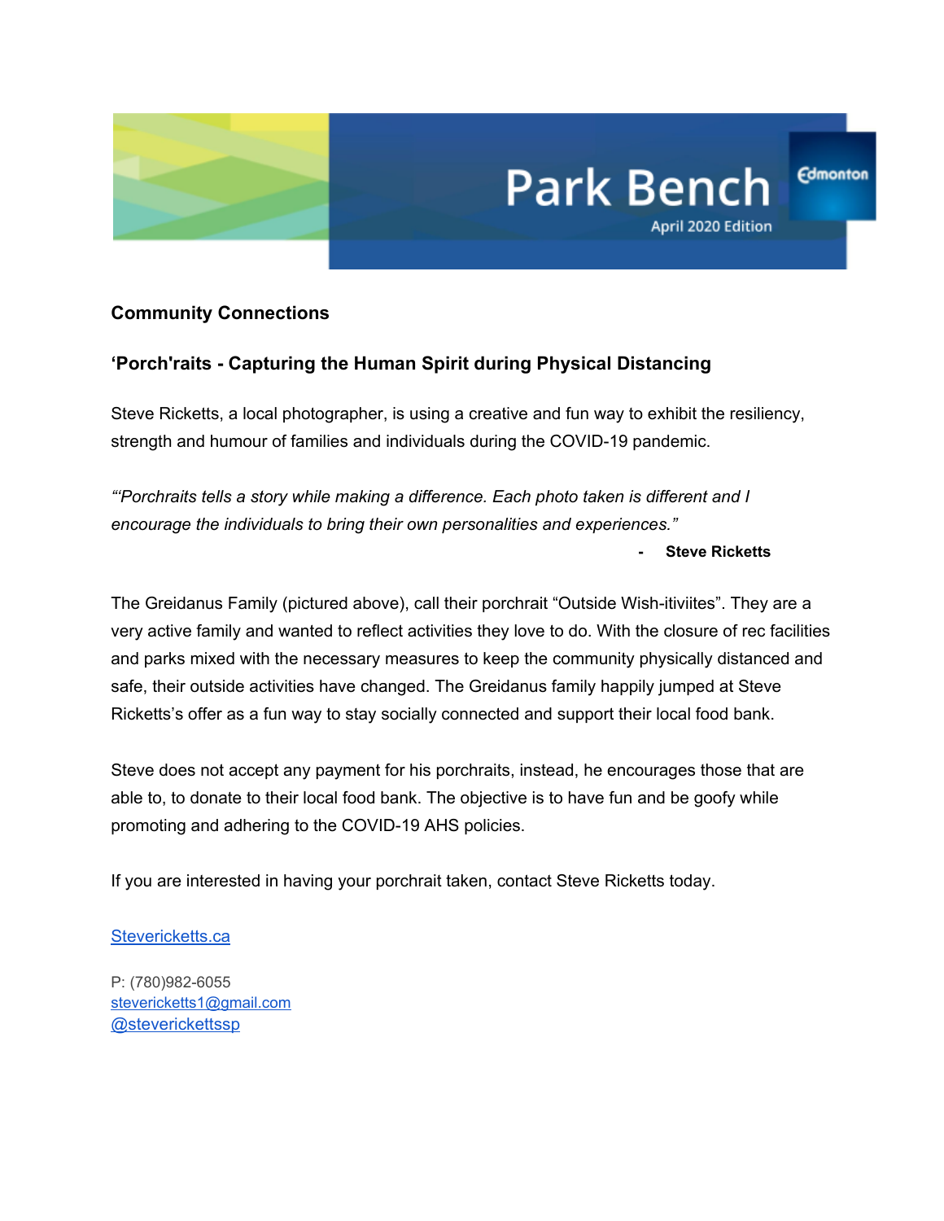# Park Bench

April 2020 Edition

Edmonton

**Community Connections**

**‘Porch'raits - Capturing the Human Spirit during Physical Distancing**

Steve Ricketts, a local photographer, is using a creative and fun way to exhibit the resiliency, strength and humour of families and individuals during the COVID-19 pandemic.

*“‘Porchraits tells a story while making a difference. Each photo taken is different and I encourage the individuals to bring their own personalities and experiences.”*

- **Steve Ricketts**

The Greidanus Family (pictured above), call their porchrait “Outside Wish-itiviites”. They are a very active family and wanted to reflect activities they love to do. With the closure of rec facilities and parks mixed with the necessary measures to keep the community physically distanced and safe, their outside activities have changed. The Greidanus family happily jumped at Steve Ricketts’s offer as a fun way to stay socially connected and support their local food bank.

Steve does not accept any payment for his porchraits, instead, he encourages those that are able to, to donate to their local food bank. The objective is to have fun and be goofy while promoting and adhering to the COVID-19 AHS policies.

If you are interested in having your porchrait taken, contact Steve Ricketts today.

[Stevericketts.ca](Stevericketts.ca)

P: (780)982-6055
[stevericketts1@gmail.com](mailto:stevericketts1@gmail.com)
@steverickettssp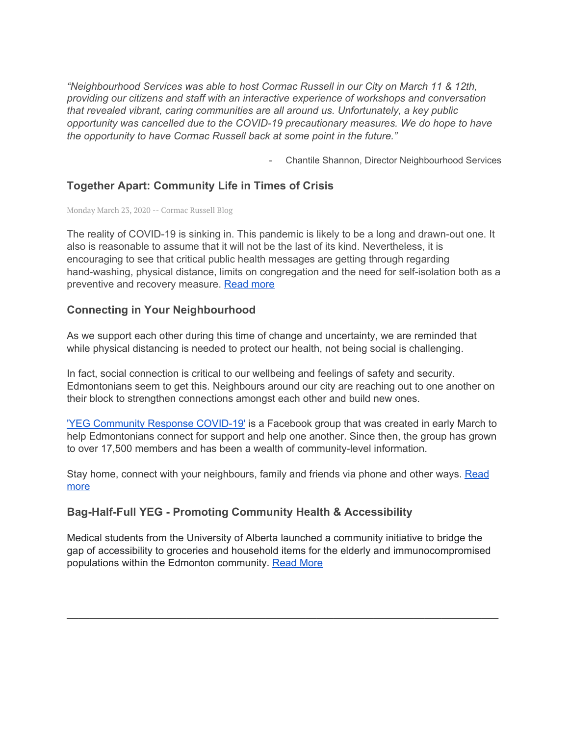*"Neighbourhood Services was able to host Cormac Russell in our City on March 11 & 12th, providing our citizens and staff with an interactive experience of workshops and conversation that revealed vibrant, caring communities are all around us. Unfortunately, a key public opportunity was cancelled due to the COVID-19 precautionary measures. We do hope to have the opportunity to have Cormac Russell back at some point in the future."*

- Chantile Shannon, Director Neighbourhood Services

### Together Apart: Community Life in Times of Crisis

Monday March 23, 2020 -- Cormac Russell Blog

The reality of COVID-19 is sinking in. This pandemic is likely to be a long and drawn-out one. It also is reasonable to assume that it will not be the last of its kind. Nevertheless, it is encouraging to see that critical public health messages are getting through regarding hand-washing, physical distance, limits on congregation and the need for self-isolation both as a preventive and recovery measure. Read more

### Connecting in Your Neighbourhood

As we support each other during this time of change and uncertainty, we are reminded that while physical distancing is needed to protect our health, not being social is challenging.

In fact, social connection is critical to our wellbeing and feelings of safety and security. Edmontonians seem to get this. Neighbours around our city are reaching out to one another on their block to strengthen connections amongst each other and build new ones.

'YEG Community Response COVID-19' is a Facebook group that was created in early March to help Edmontonians connect for support and help one another. Since then, the group has grown to over 17,500 members and has been a wealth of community-level information.

Stay home, connect with your neighbours, family and friends via phone and other ways. Read more

### Bag-Half-Full YEG - Promoting Community Health & Accessibility

Medical students from the University of Alberta launched a community initiative to bridge the gap of accessibility to groceries and household items for the elderly and immunocompromised populations within the Edmonton community. Read More

---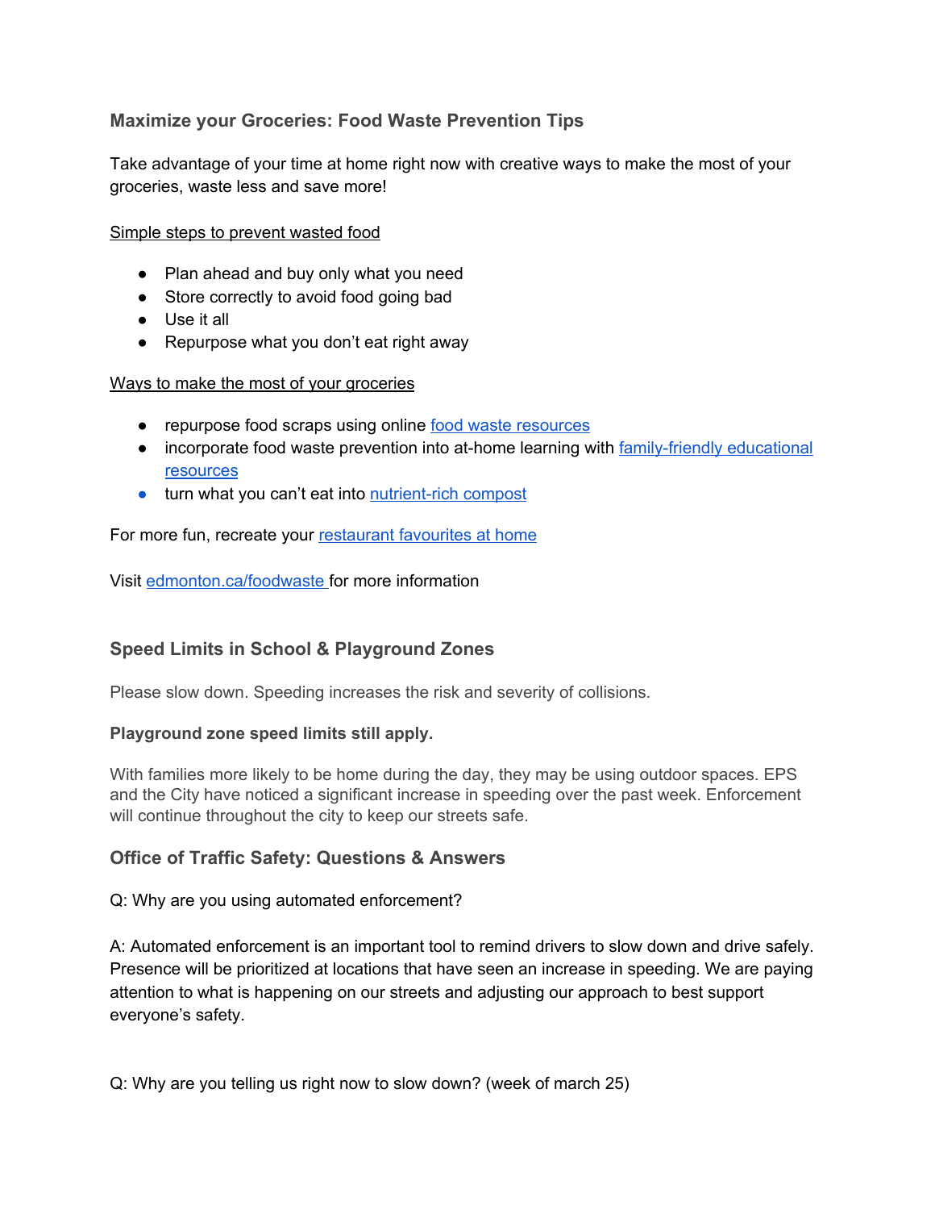### Maximize your Groceries: Food Waste Prevention Tips

Take advantage of your time at home right now with creative ways to make the most of your groceries, waste less and save more!

Simple steps to prevent wasted food

- Plan ahead and buy only what you need
- Store correctly to avoid food going bad
- Use it all
- Repurpose what you don't eat right away

Ways to make the most of your groceries

- repurpose food scraps using online food waste resources
- incorporate food waste prevention into at-home learning with family-friendly educational resources
- turn what you can't eat into nutrient-rich compost

For more fun, recreate your restaurant favourites at home

Visit edmonton.ca/foodwaste for more information

### Speed Limits in School & Playground Zones

Please slow down. Speeding increases the risk and severity of collisions.

**Playground zone speed limits still apply.**

With families more likely to be home during the day, they may be using outdoor spaces. EPS and the City have noticed a significant increase in speeding over the past week. Enforcement will continue throughout the city to keep our streets safe.

### Office of Traffic Safety: Questions & Answers

Q: Why are you using automated enforcement?

A: Automated enforcement is an important tool to remind drivers to slow down and drive safely. Presence will be prioritized at locations that have seen an increase in speeding. We are paying attention to what is happening on our streets and adjusting our approach to best support everyone's safety.

Q: Why are you telling us right now to slow down? (week of march 25)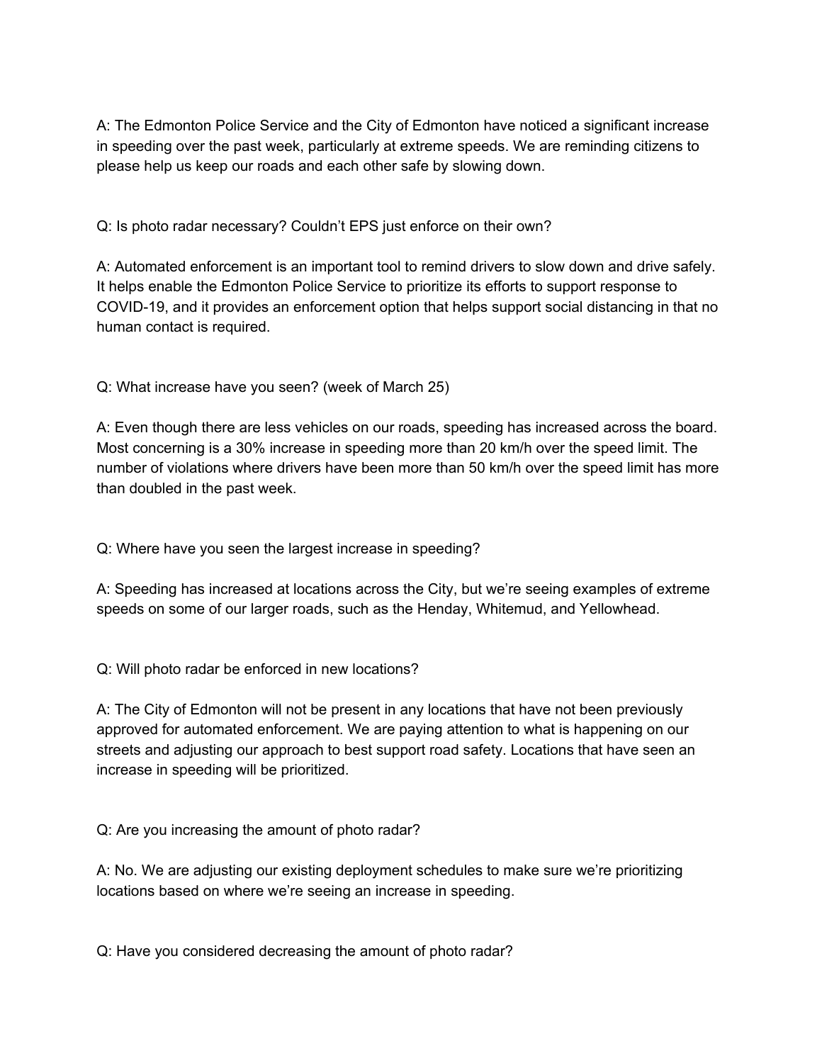A: The Edmonton Police Service and the City of Edmonton have noticed a significant increase in speeding over the past week, particularly at extreme speeds. We are reminding citizens to please help us keep our roads and each other safe by slowing down.

Q: Is photo radar necessary? Couldn't EPS just enforce on their own?

A: Automated enforcement is an important tool to remind drivers to slow down and drive safely. It helps enable the Edmonton Police Service to prioritize its efforts to support response to COVID-19, and it provides an enforcement option that helps support social distancing in that no human contact is required.

Q: What increase have you seen? (week of March 25)

A: Even though there are less vehicles on our roads, speeding has increased across the board. Most concerning is a 30% increase in speeding more than 20 km/h over the speed limit. The number of violations where drivers have been more than 50 km/h over the speed limit has more than doubled in the past week.

Q: Where have you seen the largest increase in speeding?

A: Speeding has increased at locations across the City, but we're seeing examples of extreme speeds on some of our larger roads, such as the Henday, Whitemud, and Yellowhead.

Q: Will photo radar be enforced in new locations?

A: The City of Edmonton will not be present in any locations that have not been previously approved for automated enforcement. We are paying attention to what is happening on our streets and adjusting our approach to best support road safety. Locations that have seen an increase in speeding will be prioritized.

Q: Are you increasing the amount of photo radar?

A: No. We are adjusting our existing deployment schedules to make sure we're prioritizing locations based on where we're seeing an increase in speeding.

Q: Have you considered decreasing the amount of photo radar?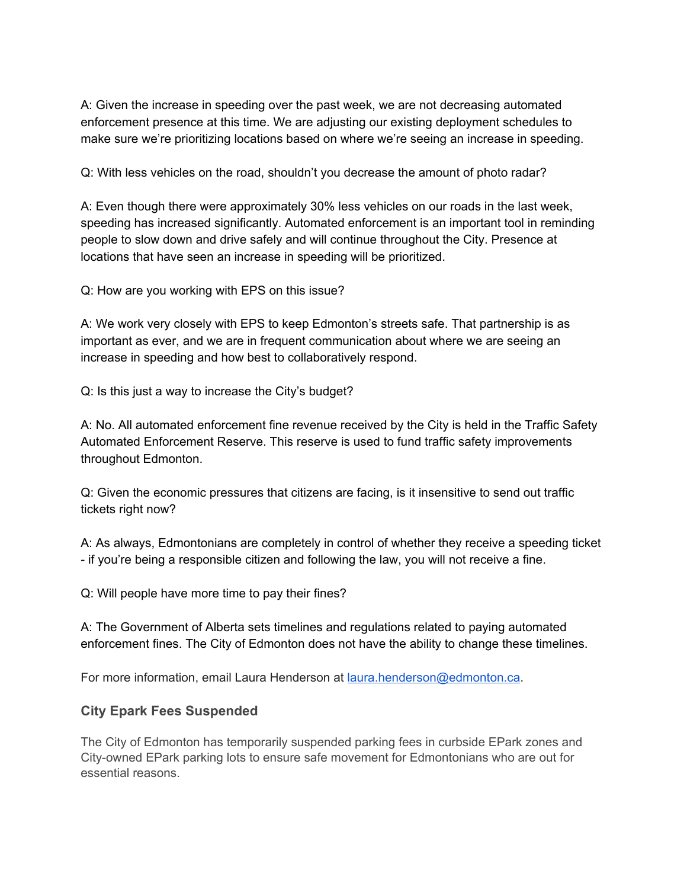A: Given the increase in speeding over the past week, we are not decreasing automated enforcement presence at this time. We are adjusting our existing deployment schedules to make sure we're prioritizing locations based on where we're seeing an increase in speeding.

Q: With less vehicles on the road, shouldn't you decrease the amount of photo radar?

A: Even though there were approximately 30% less vehicles on our roads in the last week, speeding has increased significantly. Automated enforcement is an important tool in reminding people to slow down and drive safely and will continue throughout the City. Presence at locations that have seen an increase in speeding will be prioritized.

Q: How are you working with EPS on this issue?

A: We work very closely with EPS to keep Edmonton's streets safe. That partnership is as important as ever, and we are in frequent communication about where we are seeing an increase in speeding and how best to collaboratively respond.

Q: Is this just a way to increase the City's budget?

A: No. All automated enforcement fine revenue received by the City is held in the Traffic Safety Automated Enforcement Reserve. This reserve is used to fund traffic safety improvements throughout Edmonton.

Q: Given the economic pressures that citizens are facing, is it insensitive to send out traffic tickets right now?

A: As always, Edmontonians are completely in control of whether they receive a speeding ticket - if you're being a responsible citizen and following the law, you will not receive a fine.

Q: Will people have more time to pay their fines?

A: The Government of Alberta sets timelines and regulations related to paying automated enforcement fines. The City of Edmonton does not have the ability to change these timelines.

For more information, email Laura Henderson at [laura.henderson@edmonton.ca](mailto:laura.henderson@edmonton.ca).

### City Epark Fees Suspended

The City of Edmonton has temporarily suspended parking fees in curbside EPark zones and City-owned EPark parking lots to ensure safe movement for Edmontonians who are out for essential reasons.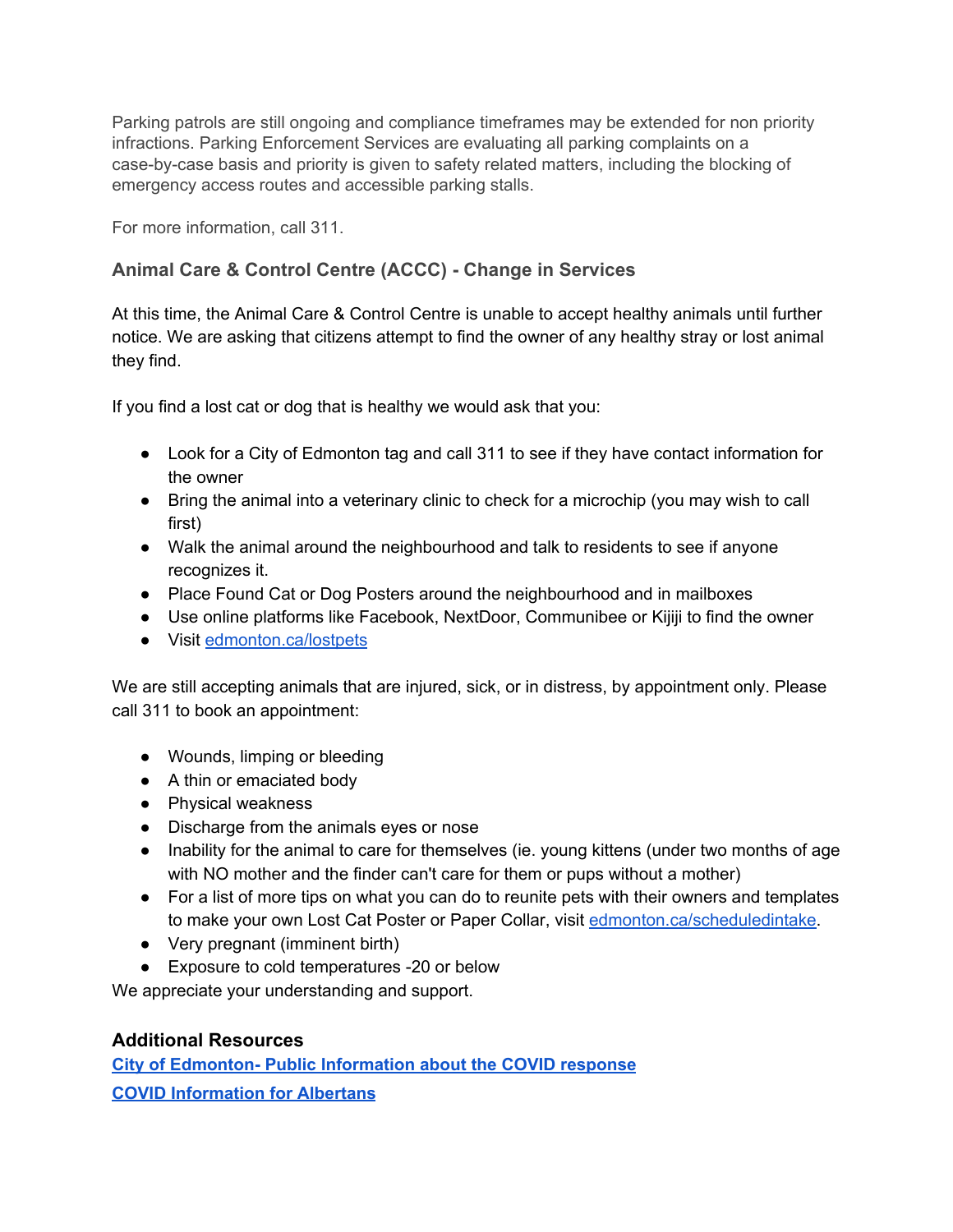Parking patrols are still ongoing and compliance timeframes may be extended for non priority infractions. Parking Enforcement Services are evaluating all parking complaints on a case-by-case basis and priority is given to safety related matters, including the blocking of emergency access routes and accessible parking stalls.

For more information, call 311.

### Animal Care & Control Centre (ACCC) - Change in Services

At this time, the Animal Care & Control Centre is unable to accept healthy animals until further notice. We are asking that citizens attempt to find the owner of any healthy stray or lost animal they find.

If you find a lost cat or dog that is healthy we would ask that you:

- Look for a City of Edmonton tag and call 311 to see if they have contact information for the owner
- Bring the animal into a veterinary clinic to check for a microchip (you may wish to call first)
- Walk the animal around the neighbourhood and talk to residents to see if anyone recognizes it.
- Place Found Cat or Dog Posters around the neighbourhood and in mailboxes
- Use online platforms like Facebook, NextDoor, Communibee or Kijiji to find the owner
- Visit [edmonton.ca/lostpets](edmonton.ca/lostpets)

We are still accepting animals that are injured, sick, or in distress, by appointment only. Please call 311 to book an appointment:

- Wounds, limping or bleeding
- A thin or emaciated body
- Physical weakness
- Discharge from the animals eyes or nose
- Inability for the animal to care for themselves (ie. young kittens (under two months of age with NO mother and the finder can't care for them or pups without a mother)
- For a list of more tips on what you can do to reunite pets with their owners and templates to make your own Lost Cat Poster or Paper Collar, visit [edmonton.ca/scheduledintake](edmonton.ca/scheduledintake).
- Very pregnant (imminent birth)
- Exposure to cold temperatures -20 or below

We appreciate your understanding and support.

## Additional Resources

**City of Edmonton- Public Information about the COVID response**

**COVID Information for Albertans**